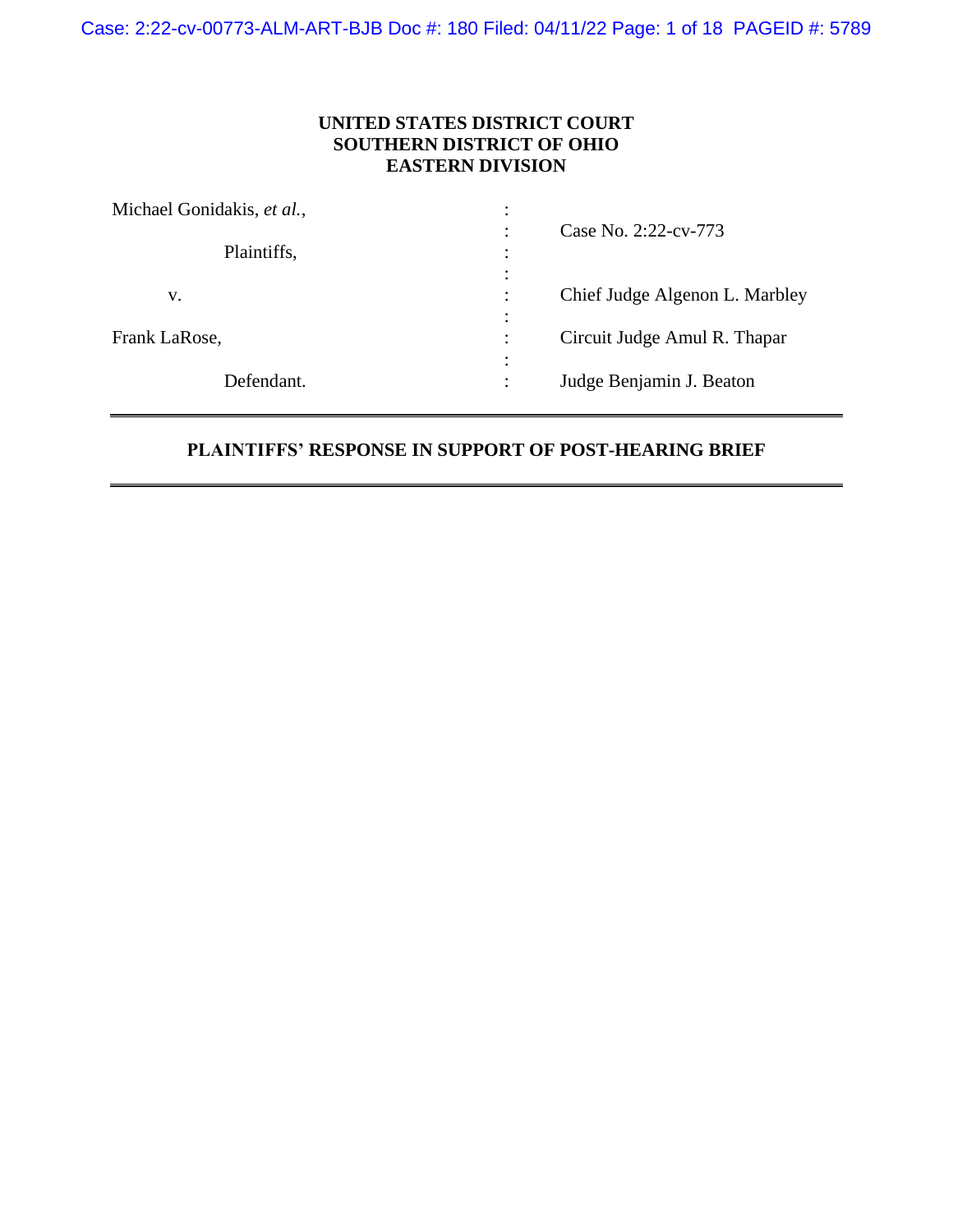**UNITED STATES DISTRICT COURT**
**SOUTHERN DISTRICT OF OHIO**
**EASTERN DIVISION**

| | | |
|---|---|---|
| Michael Gonidakis, *et al.*, | : | Case No. 2:22-cv-773 |
| Plaintiffs, | : | |
| v. | : | Chief Judge Algenon L. Marbley |
| Frank LaRose, | : | Circuit Judge Amul R. Thapar |
| Defendant. | : | Judge Benjamin J. Beaton |

---

**PLAINTIFFS' RESPONSE IN SUPPORT OF POST-HEARING BRIEF**

---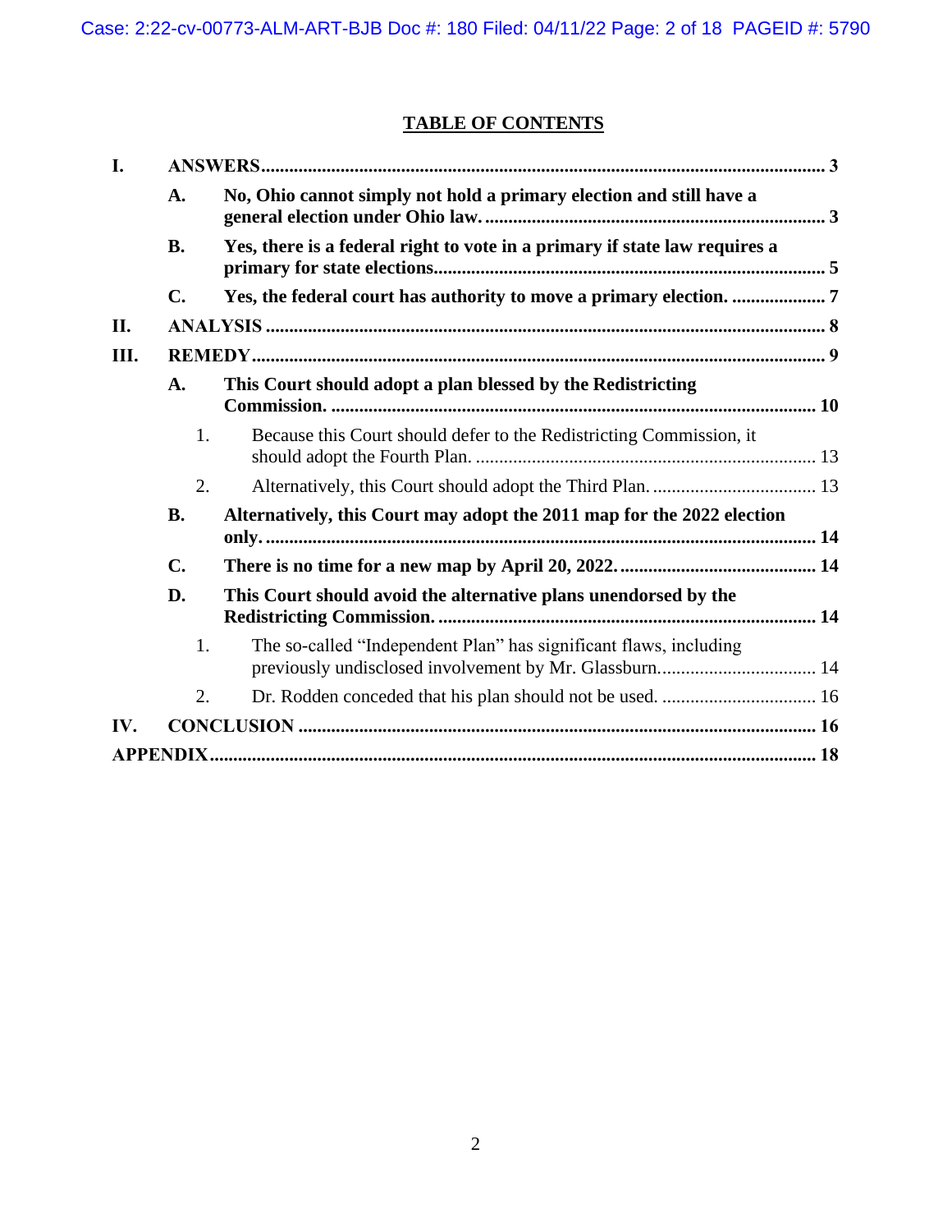## TABLE OF CONTENTS

**I. ANSWERS** ........................................................................................................ 3

- **A. No, Ohio cannot simply not hold a primary election and still have a general election under Ohio law.** ........................................................................ 3
- **B. Yes, there is a federal right to vote in a primary if state law requires a primary for state elections.** .................................................................................. 5
- **C. Yes, the federal court has authority to move a primary election.** .................... 7

**II. ANALYSIS** ...................................................................................................... 8

**III. REMEDY** ........................................................................................................ 9

- **A. This Court should adopt a plan blessed by the Redistricting Commission.** ...................................................................................................... 10
  1. Because this Court should defer to the Redistricting Commission, it should adopt the Fourth Plan. ........................................................................ 13
  2. Alternatively, this Court should adopt the Third Plan. .................................. 13
- **B. Alternatively, this Court may adopt the 2011 map for the 2022 election only.** .................................................................................................................... 14
- **C. There is no time for a new map by April 20, 2022.** .......................................... 14
- **D. This Court should avoid the alternative plans unendorsed by the Redistricting Commission.** ................................................................................ 14
  1. The so-called "Independent Plan" has significant flaws, including previously undisclosed involvement by Mr. Glassburn. ................................. 14
  2. Dr. Rodden conceded that his plan should not be used. ................................. 16

**IV. CONCLUSION** ............................................................................................... 16

**APPENDIX** ........................................................................................................... 18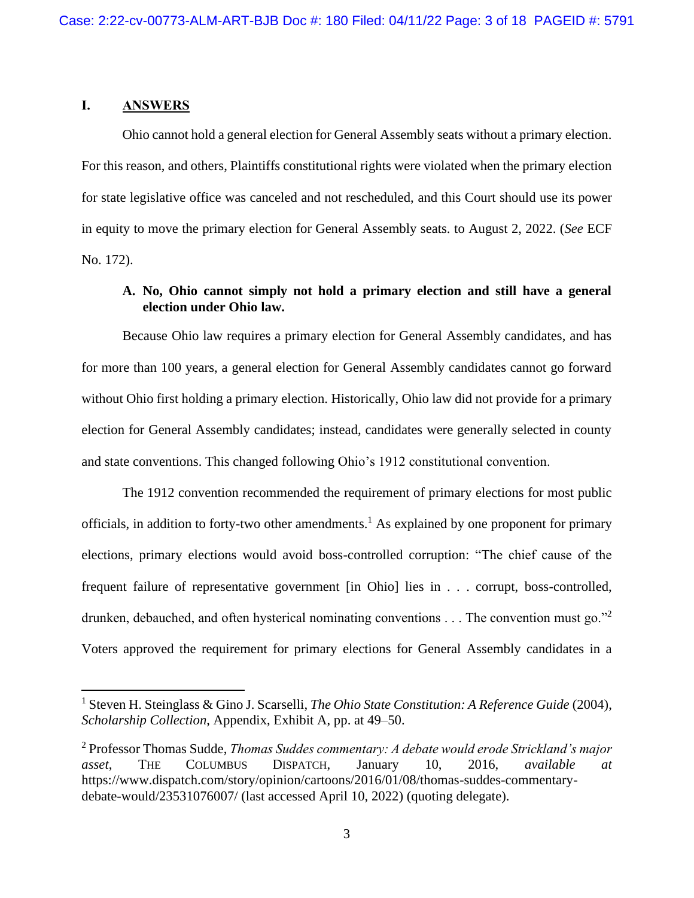## I. **ANSWERS**

Ohio cannot hold a general election for General Assembly seats without a primary election. For this reason, and others, Plaintiffs constitutional rights were violated when the primary election for state legislative office was canceled and not rescheduled, and this Court should use its power in equity to move the primary election for General Assembly seats. to August 2, 2022. (*See* ECF No. 172).

### A. No, Ohio cannot simply not hold a primary election and still have a general election under Ohio law.

Because Ohio law requires a primary election for General Assembly candidates, and has for more than 100 years, a general election for General Assembly candidates cannot go forward without Ohio first holding a primary election. Historically, Ohio law did not provide for a primary election for General Assembly candidates; instead, candidates were generally selected in county and state conventions. This changed following Ohio's 1912 constitutional convention.

The 1912 convention recommended the requirement of primary elections for most public officials, in addition to forty-two other amendments.[1] As explained by one proponent for primary elections, primary elections would avoid boss-controlled corruption: "The chief cause of the frequent failure of representative government [in Ohio] lies in . . . corrupt, boss-controlled, drunken, debauched, and often hysterical nominating conventions . . . The convention must go."[2] Voters approved the requirement for primary elections for General Assembly candidates in a

---

[1] Steven H. Steinglass & Gino J. Scarselli, *The Ohio State Constitution: A Reference Guide* (2004), *Scholarship Collection*, Appendix, Exhibit A, pp. at 49–50.

[2] Professor Thomas Sudde, *Thomas Suddes commentary: A debate would erode Strickland's major asset*, THE COLUMBUS DISPATCH, January 10, 2016, *available at* https://www.dispatch.com/story/opinion/cartoons/2016/01/08/thomas-suddes-commentary-debate-would/23531076007/ (last accessed April 10, 2022) (quoting delegate).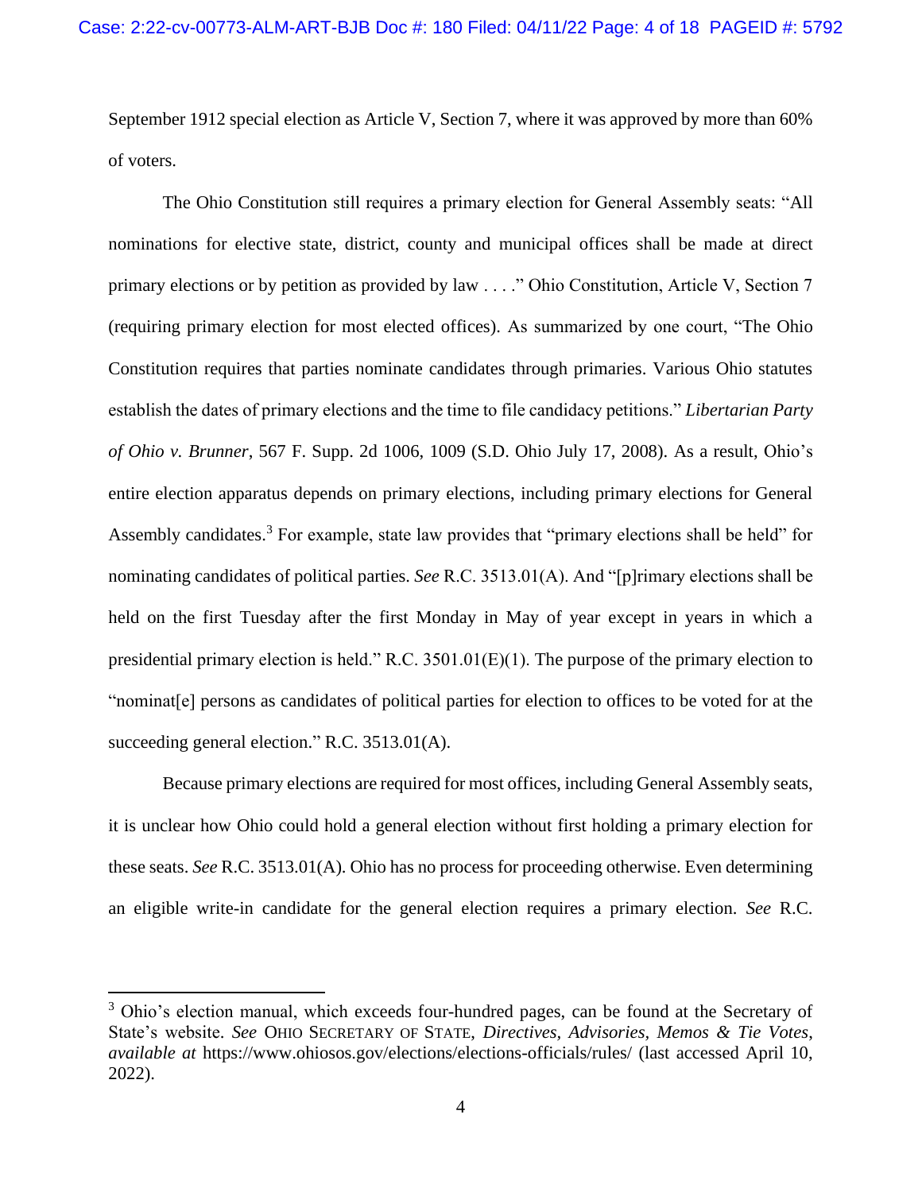September 1912 special election as Article V, Section 7, where it was approved by more than 60% of voters.

The Ohio Constitution still requires a primary election for General Assembly seats: "All nominations for elective state, district, county and municipal offices shall be made at direct primary elections or by petition as provided by law . . . ." Ohio Constitution, Article V, Section 7 (requiring primary election for most elected offices). As summarized by one court, "The Ohio Constitution requires that parties nominate candidates through primaries. Various Ohio statutes establish the dates of primary elections and the time to file candidacy petitions." *Libertarian Party of Ohio v. Brunner*, 567 F. Supp. 2d 1006, 1009 (S.D. Ohio July 17, 2008). As a result, Ohio's entire election apparatus depends on primary elections, including primary elections for General Assembly candidates.[3] For example, state law provides that "primary elections shall be held" for nominating candidates of political parties. *See* R.C. 3513.01(A). And "[p]rimary elections shall be held on the first Tuesday after the first Monday in May of year except in years in which a presidential primary election is held." R.C. 3501.01(E)(1). The purpose of the primary election to "nominat[e] persons as candidates of political parties for election to offices to be voted for at the succeeding general election." R.C. 3513.01(A).

Because primary elections are required for most offices, including General Assembly seats, it is unclear how Ohio could hold a general election without first holding a primary election for these seats. *See* R.C. 3513.01(A). Ohio has no process for proceeding otherwise. Even determining an eligible write-in candidate for the general election requires a primary election. *See* R.C.

---

[3] Ohio's election manual, which exceeds four-hundred pages, can be found at the Secretary of State's website. *See* OHIO SECRETARY OF STATE, *Directives, Advisories, Memos & Tie Votes*, *available at* https://www.ohiosos.gov/elections/elections-officials/rules/ (last accessed April 10, 2022).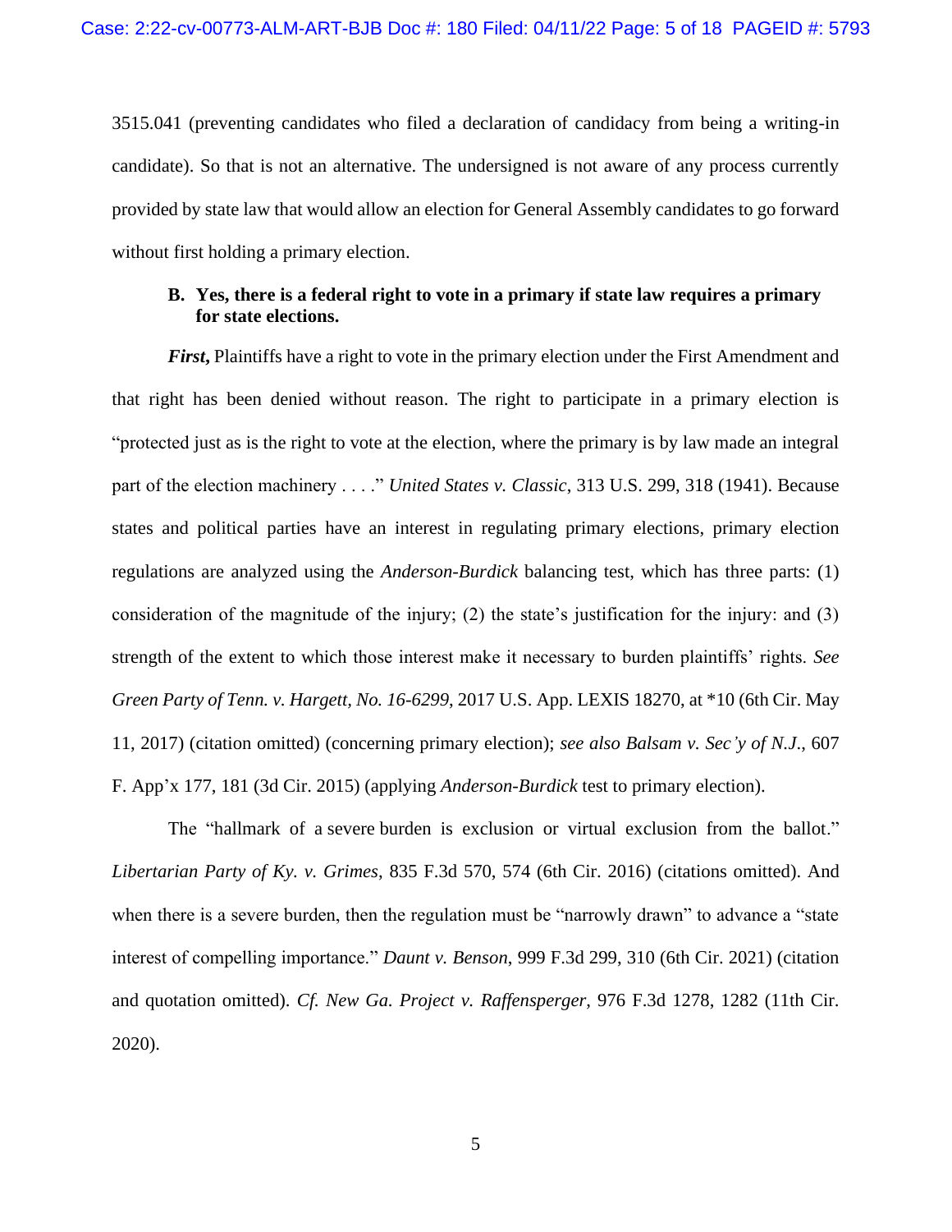3515.041 (preventing candidates who filed a declaration of candidacy from being a writing-in candidate). So that is not an alternative. The undersigned is not aware of any process currently provided by state law that would allow an election for General Assembly candidates to go forward without first holding a primary election.

### B. Yes, there is a federal right to vote in a primary if state law requires a primary for state elections.

***First***, Plaintiffs have a right to vote in the primary election under the First Amendment and that right has been denied without reason. The right to participate in a primary election is "protected just as is the right to vote at the election, where the primary is by law made an integral part of the election machinery . . . ." *United States v. Classic*, 313 U.S. 299, 318 (1941). Because states and political parties have an interest in regulating primary elections, primary election regulations are analyzed using the *Anderson-Burdick* balancing test, which has three parts: (1) consideration of the magnitude of the injury; (2) the state's justification for the injury: and (3) strength of the extent to which those interest make it necessary to burden plaintiffs' rights. *See Green Party of Tenn. v. Hargett, No. 16-6299*, 2017 U.S. App. LEXIS 18270, at *10 (6th Cir. May 11, 2017) (citation omitted) (concerning primary election); *see also Balsam v. Sec'y of N.J.*, 607 F. App'x 177, 181 (3d Cir. 2015) (applying *Anderson-Burdick* test to primary election).

The "hallmark of a severe burden is exclusion or virtual exclusion from the ballot." *Libertarian Party of Ky. v. Grimes*, 835 F.3d 570, 574 (6th Cir. 2016) (citations omitted). And when there is a severe burden, then the regulation must be "narrowly drawn" to advance a "state interest of compelling importance." *Daunt v. Benson*, 999 F.3d 299, 310 (6th Cir. 2021) (citation and quotation omitted). *Cf. New Ga. Project v. Raffensperger*, 976 F.3d 1278, 1282 (11th Cir. 2020).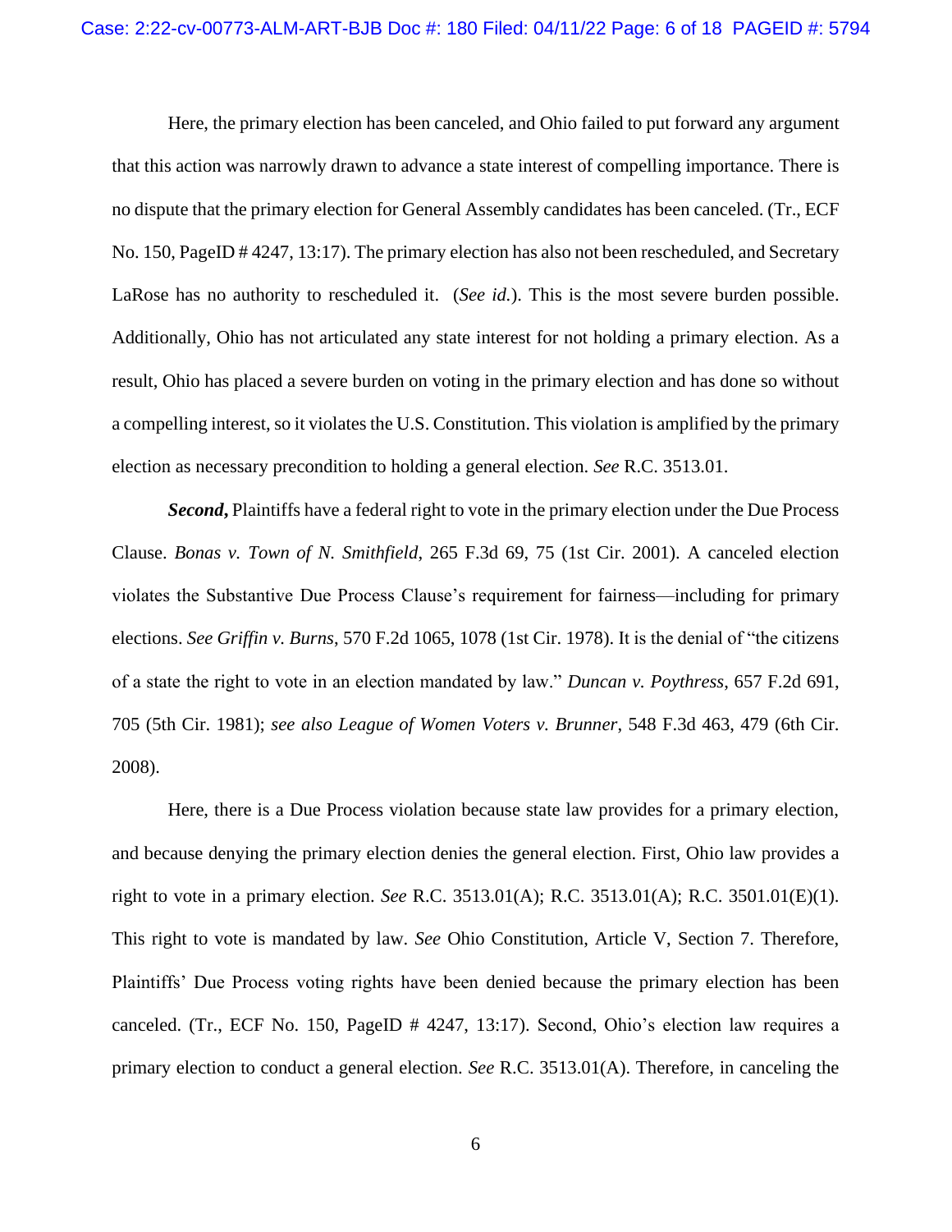Here, the primary election has been canceled, and Ohio failed to put forward any argument that this action was narrowly drawn to advance a state interest of compelling importance. There is no dispute that the primary election for General Assembly candidates has been canceled. (Tr., ECF No. 150, PageID # 4247, 13:17). The primary election has also not been rescheduled, and Secretary LaRose has no authority to rescheduled it. (*See id.*). This is the most severe burden possible. Additionally, Ohio has not articulated any state interest for not holding a primary election. As a result, Ohio has placed a severe burden on voting in the primary election and has done so without a compelling interest, so it violates the U.S. Constitution. This violation is amplified by the primary election as necessary precondition to holding a general election. *See* R.C. 3513.01.

***Second***, Plaintiffs have a federal right to vote in the primary election under the Due Process Clause. *Bonas v. Town of N. Smithfield*, 265 F.3d 69, 75 (1st Cir. 2001). A canceled election violates the Substantive Due Process Clause's requirement for fairness—including for primary elections. *See Griffin v. Burns*, 570 F.2d 1065, 1078 (1st Cir. 1978). It is the denial of "the citizens of a state the right to vote in an election mandated by law." *Duncan v. Poythress*, 657 F.2d 691, 705 (5th Cir. 1981); *see also League of Women Voters v. Brunner*, 548 F.3d 463, 479 (6th Cir. 2008).

Here, there is a Due Process violation because state law provides for a primary election, and because denying the primary election denies the general election. First, Ohio law provides a right to vote in a primary election. *See* R.C. 3513.01(A); R.C. 3513.01(A); R.C. 3501.01(E)(1). This right to vote is mandated by law. *See* Ohio Constitution, Article V, Section 7. Therefore, Plaintiffs' Due Process voting rights have been denied because the primary election has been canceled. (Tr., ECF No. 150, PageID # 4247, 13:17). Second, Ohio's election law requires a primary election to conduct a general election. *See* R.C. 3513.01(A). Therefore, in canceling the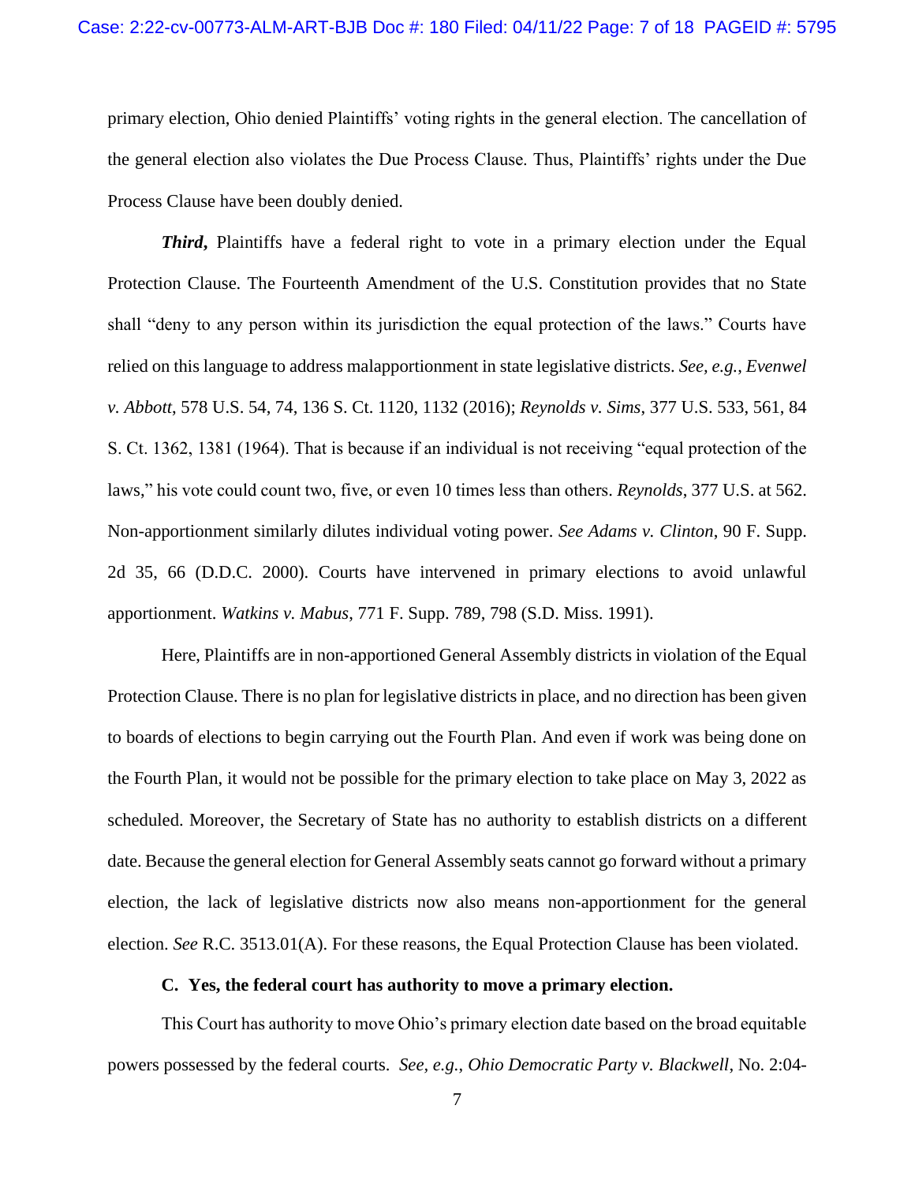primary election, Ohio denied Plaintiffs' voting rights in the general election. The cancellation of the general election also violates the Due Process Clause. Thus, Plaintiffs' rights under the Due Process Clause have been doubly denied.

***Third***, Plaintiffs have a federal right to vote in a primary election under the Equal Protection Clause. The Fourteenth Amendment of the U.S. Constitution provides that no State shall "deny to any person within its jurisdiction the equal protection of the laws." Courts have relied on this language to address malapportionment in state legislative districts. *See, e.g.*, *Evenwel v. Abbott*, 578 U.S. 54, 74, 136 S. Ct. 1120, 1132 (2016); *Reynolds v. Sims*, 377 U.S. 533, 561, 84 S. Ct. 1362, 1381 (1964). That is because if an individual is not receiving "equal protection of the laws," his vote could count two, five, or even 10 times less than others. *Reynolds*, 377 U.S. at 562. Non-apportionment similarly dilutes individual voting power. *See Adams v. Clinton*, 90 F. Supp. 2d 35, 66 (D.D.C. 2000). Courts have intervened in primary elections to avoid unlawful apportionment. *Watkins v. Mabus*, 771 F. Supp. 789, 798 (S.D. Miss. 1991).

Here, Plaintiffs are in non-apportioned General Assembly districts in violation of the Equal Protection Clause. There is no plan for legislative districts in place, and no direction has been given to boards of elections to begin carrying out the Fourth Plan. And even if work was being done on the Fourth Plan, it would not be possible for the primary election to take place on May 3, 2022 as scheduled. Moreover, the Secretary of State has no authority to establish districts on a different date. Because the general election for General Assembly seats cannot go forward without a primary election, the lack of legislative districts now also means non-apportionment for the general election. *See* R.C. 3513.01(A). For these reasons, the Equal Protection Clause has been violated.

### C. Yes, the federal court has authority to move a primary election.

This Court has authority to move Ohio's primary election date based on the broad equitable powers possessed by the federal courts. *See, e.g.*, *Ohio Democratic Party v. Blackwell*, No. 2:04-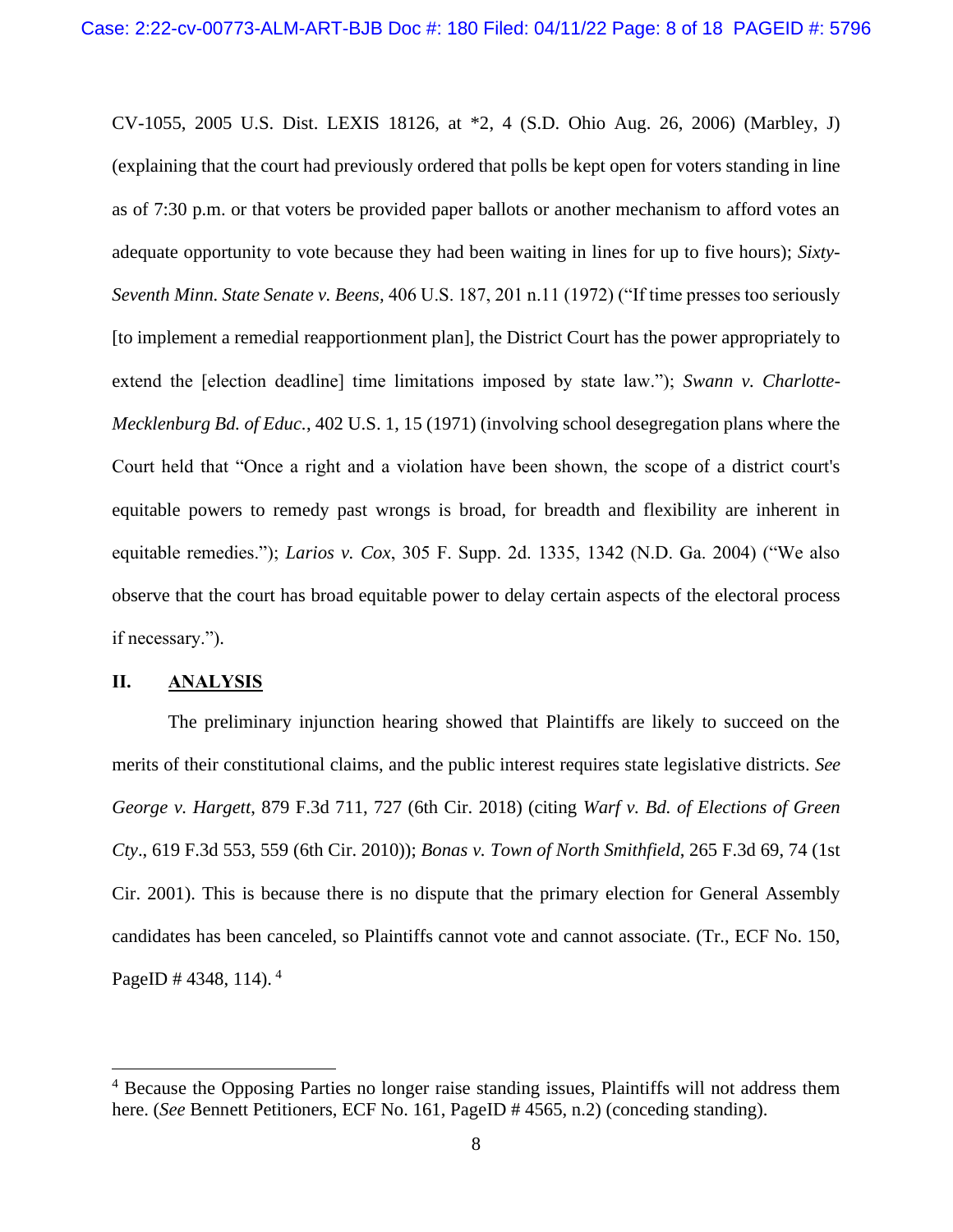CV-1055, 2005 U.S. Dist. LEXIS 18126, at *2, 4 (S.D. Ohio Aug. 26, 2006) (Marbley, J) (explaining that the court had previously ordered that polls be kept open for voters standing in line as of 7:30 p.m. or that voters be provided paper ballots or another mechanism to afford votes an adequate opportunity to vote because they had been waiting in lines for up to five hours); *Sixty-Seventh Minn. State Senate v. Beens*, 406 U.S. 187, 201 n.11 (1972) ("If time presses too seriously [to implement a remedial reapportionment plan], the District Court has the power appropriately to extend the [election deadline] time limitations imposed by state law."); *Swann v. Charlotte-Mecklenburg Bd. of Educ.*, 402 U.S. 1, 15 (1971) (involving school desegregation plans where the Court held that "Once a right and a violation have been shown, the scope of a district court's equitable powers to remedy past wrongs is broad, for breadth and flexibility are inherent in equitable remedies."); *Larios v. Cox*, 305 F. Supp. 2d. 1335, 1342 (N.D. Ga. 2004) ("We also observe that the court has broad equitable power to delay certain aspects of the electoral process if necessary.").

## II. <u>ANALYSIS</u>

The preliminary injunction hearing showed that Plaintiffs are likely to succeed on the merits of their constitutional claims, and the public interest requires state legislative districts. *See George v. Hargett*, 879 F.3d 711, 727 (6th Cir. 2018) (citing *Warf v. Bd. of Elections of Green Cty*., 619 F.3d 553, 559 (6th Cir. 2010)); *Bonas v. Town of North Smithfield*, 265 F.3d 69, 74 (1st Cir. 2001). This is because there is no dispute that the primary election for General Assembly candidates has been canceled, so Plaintiffs cannot vote and cannot associate. (Tr., ECF No. 150, PageID # 4348, 114). [4]

---

[4] Because the Opposing Parties no longer raise standing issues, Plaintiffs will not address them here. (*See* Bennett Petitioners, ECF No. 161, PageID # 4565, n.2) (conceding standing).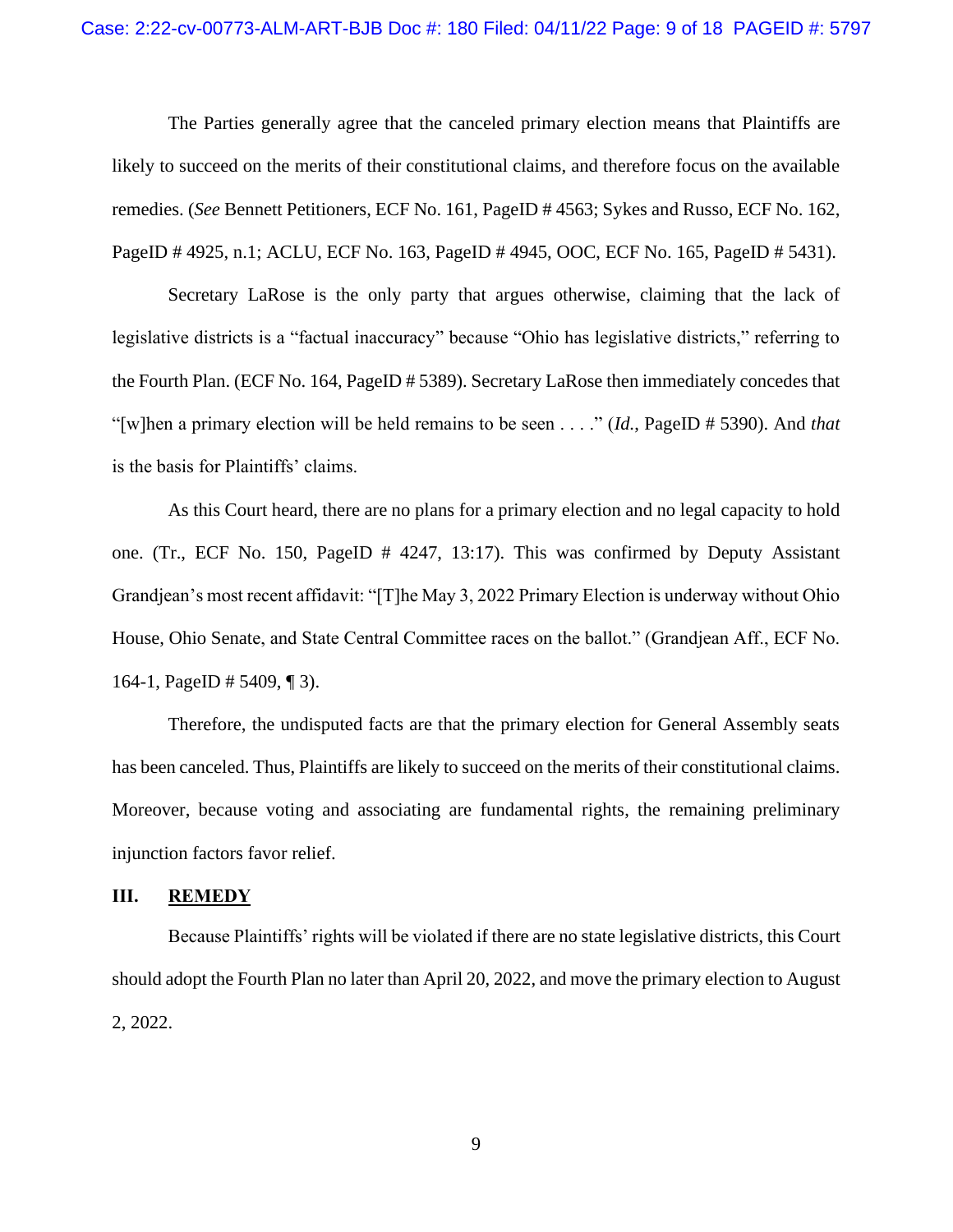The Parties generally agree that the canceled primary election means that Plaintiffs are likely to succeed on the merits of their constitutional claims, and therefore focus on the available remedies. (*See* Bennett Petitioners, ECF No. 161, PageID # 4563; Sykes and Russo, ECF No. 162, PageID # 4925, n.1; ACLU, ECF No. 163, PageID # 4945, OOC, ECF No. 165, PageID # 5431).

Secretary LaRose is the only party that argues otherwise, claiming that the lack of legislative districts is a "factual inaccuracy" because "Ohio has legislative districts," referring to the Fourth Plan. (ECF No. 164, PageID # 5389). Secretary LaRose then immediately concedes that "[w]hen a primary election will be held remains to be seen . . . ." (*Id.*, PageID # 5390). And *that* is the basis for Plaintiffs' claims.

As this Court heard, there are no plans for a primary election and no legal capacity to hold one. (Tr., ECF No. 150, PageID # 4247, 13:17). This was confirmed by Deputy Assistant Grandjean's most recent affidavit: "[T]he May 3, 2022 Primary Election is underway without Ohio House, Ohio Senate, and State Central Committee races on the ballot." (Grandjean Aff., ECF No. 164-1, PageID # 5409, ¶ 3).

Therefore, the undisputed facts are that the primary election for General Assembly seats has been canceled. Thus, Plaintiffs are likely to succeed on the merits of their constitutional claims. Moreover, because voting and associating are fundamental rights, the remaining preliminary injunction factors favor relief.

## III. REMEDY

Because Plaintiffs' rights will be violated if there are no state legislative districts, this Court should adopt the Fourth Plan no later than April 20, 2022, and move the primary election to August 2, 2022.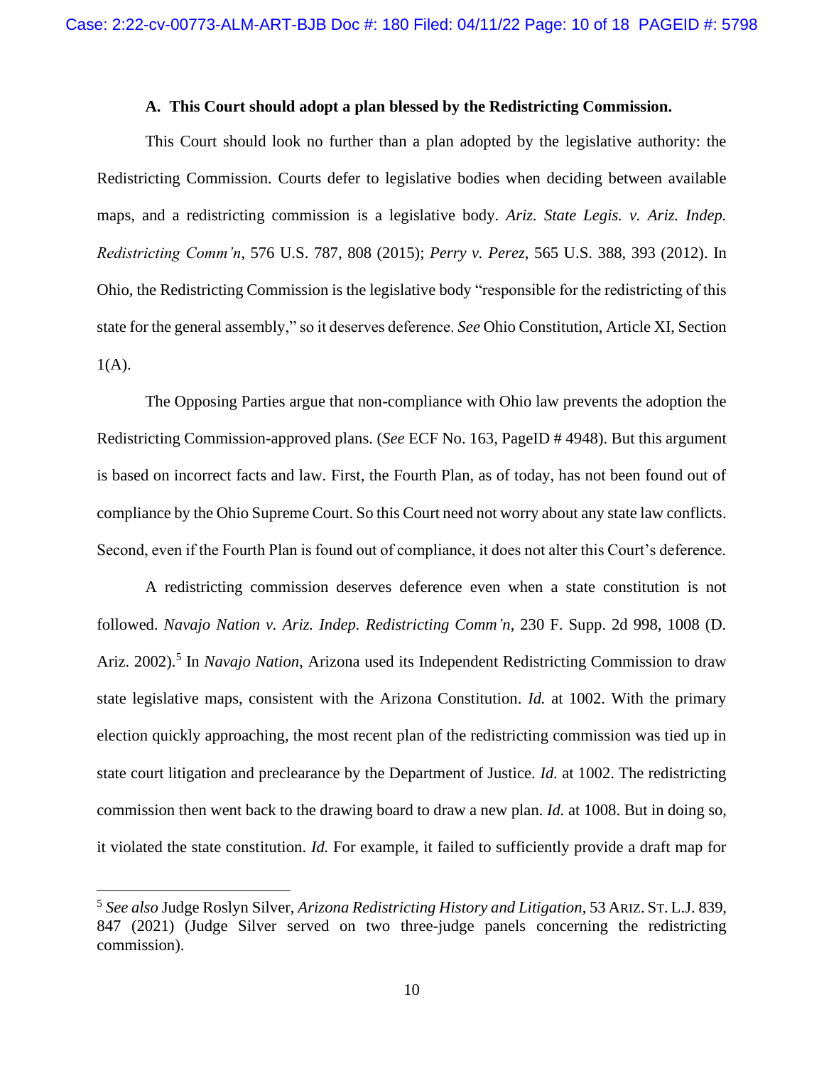### A. This Court should adopt a plan blessed by the Redistricting Commission.

This Court should look no further than a plan adopted by the legislative authority: the Redistricting Commission. Courts defer to legislative bodies when deciding between available maps, and a redistricting commission is a legislative body. *Ariz. State Legis. v. Ariz. Indep. Redistricting Comm'n*, 576 U.S. 787, 808 (2015); *Perry v. Perez*, 565 U.S. 388, 393 (2012). In Ohio, the Redistricting Commission is the legislative body "responsible for the redistricting of this state for the general assembly," so it deserves deference. *See* Ohio Constitution, Article XI, Section 1(A).

The Opposing Parties argue that non-compliance with Ohio law prevents the adoption the Redistricting Commission-approved plans. (*See* ECF No. 163, PageID # 4948). But this argument is based on incorrect facts and law. First, the Fourth Plan, as of today, has not been found out of compliance by the Ohio Supreme Court. So this Court need not worry about any state law conflicts. Second, even if the Fourth Plan is found out of compliance, it does not alter this Court's deference.

A redistricting commission deserves deference even when a state constitution is not followed. *Navajo Nation v. Ariz. Indep. Redistricting Comm'n*, 230 F. Supp. 2d 998, 1008 (D. Ariz. 2002).[5] In *Navajo Nation*, Arizona used its Independent Redistricting Commission to draw state legislative maps, consistent with the Arizona Constitution. *Id.* at 1002. With the primary election quickly approaching, the most recent plan of the redistricting commission was tied up in state court litigation and preclearance by the Department of Justice. *Id.* at 1002. The redistricting commission then went back to the drawing board to draw a new plan. *Id.* at 1008. But in doing so, it violated the state constitution. *Id.* For example, it failed to sufficiently provide a draft map for

---

[5] *See also* Judge Roslyn Silver, *Arizona Redistricting History and Litigation*, 53 ARIZ. ST. L.J. 839, 847 (2021) (Judge Silver served on two three-judge panels concerning the redistricting commission).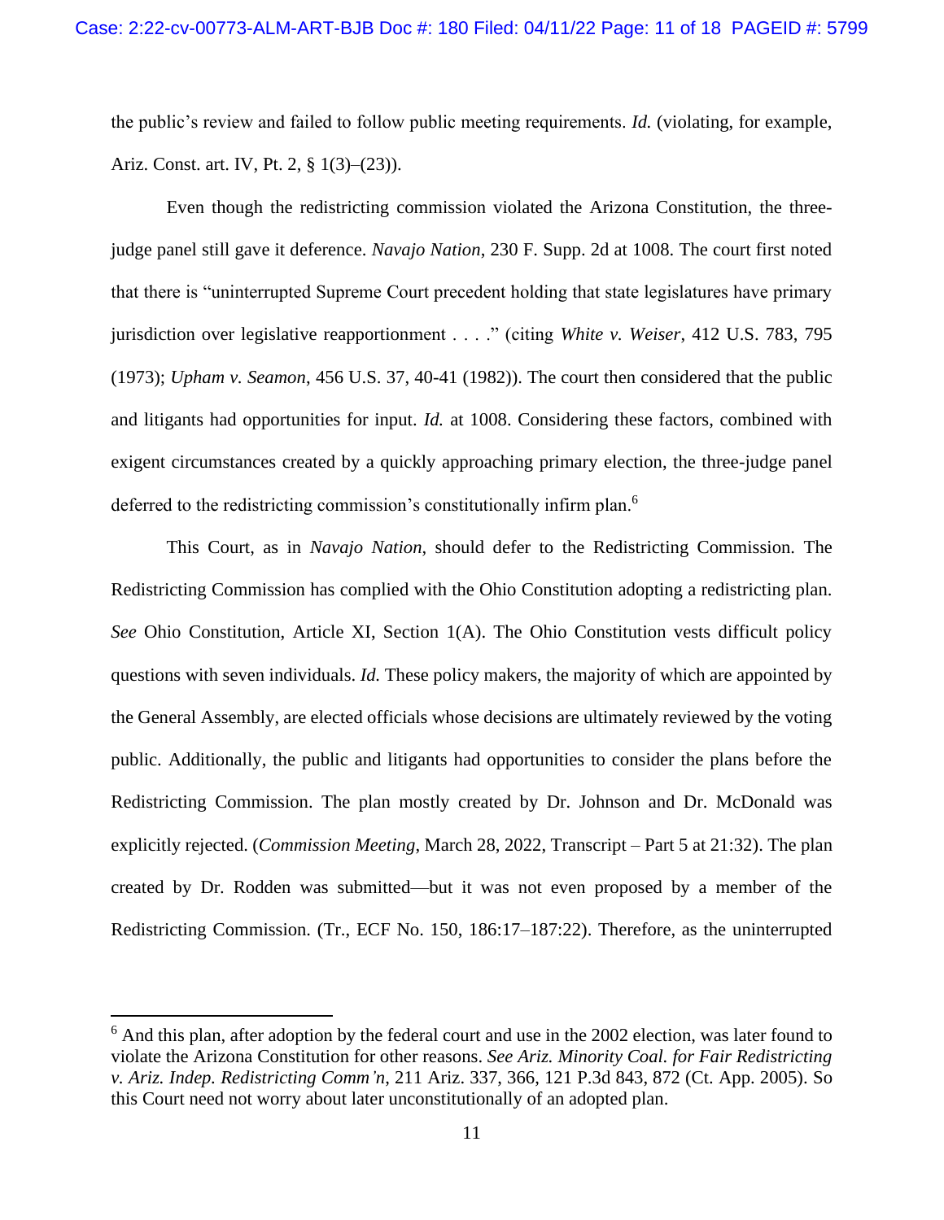the public's review and failed to follow public meeting requirements. *Id.* (violating, for example, Ariz. Const. art. IV, Pt. 2, § 1(3)–(23)).

Even though the redistricting commission violated the Arizona Constitution, the three-judge panel still gave it deference. *Navajo Nation*, 230 F. Supp. 2d at 1008. The court first noted that there is "uninterrupted Supreme Court precedent holding that state legislatures have primary jurisdiction over legislative reapportionment . . . ." (citing *White v. Weiser*, 412 U.S. 783, 795 (1973); *Upham v. Seamon*, 456 U.S. 37, 40-41 (1982)). The court then considered that the public and litigants had opportunities for input. *Id.* at 1008. Considering these factors, combined with exigent circumstances created by a quickly approaching primary election, the three-judge panel deferred to the redistricting commission's constitutionally infirm plan.[6]

This Court, as in *Navajo Nation*, should defer to the Redistricting Commission. The Redistricting Commission has complied with the Ohio Constitution adopting a redistricting plan. *See* Ohio Constitution, Article XI, Section 1(A). The Ohio Constitution vests difficult policy questions with seven individuals. *Id.* These policy makers, the majority of which are appointed by the General Assembly, are elected officials whose decisions are ultimately reviewed by the voting public. Additionally, the public and litigants had opportunities to consider the plans before the Redistricting Commission. The plan mostly created by Dr. Johnson and Dr. McDonald was explicitly rejected. (*Commission Meeting*, March 28, 2022, Transcript – Part 5 at 21:32). The plan created by Dr. Rodden was submitted—but it was not even proposed by a member of the Redistricting Commission. (Tr., ECF No. 150, 186:17–187:22). Therefore, as the uninterrupted

---

[6] And this plan, after adoption by the federal court and use in the 2002 election, was later found to violate the Arizona Constitution for other reasons. *See Ariz. Minority Coal. for Fair Redistricting v. Ariz. Indep. Redistricting Comm'n*, 211 Ariz. 337, 366, 121 P.3d 843, 872 (Ct. App. 2005). So this Court need not worry about later unconstitutionally of an adopted plan.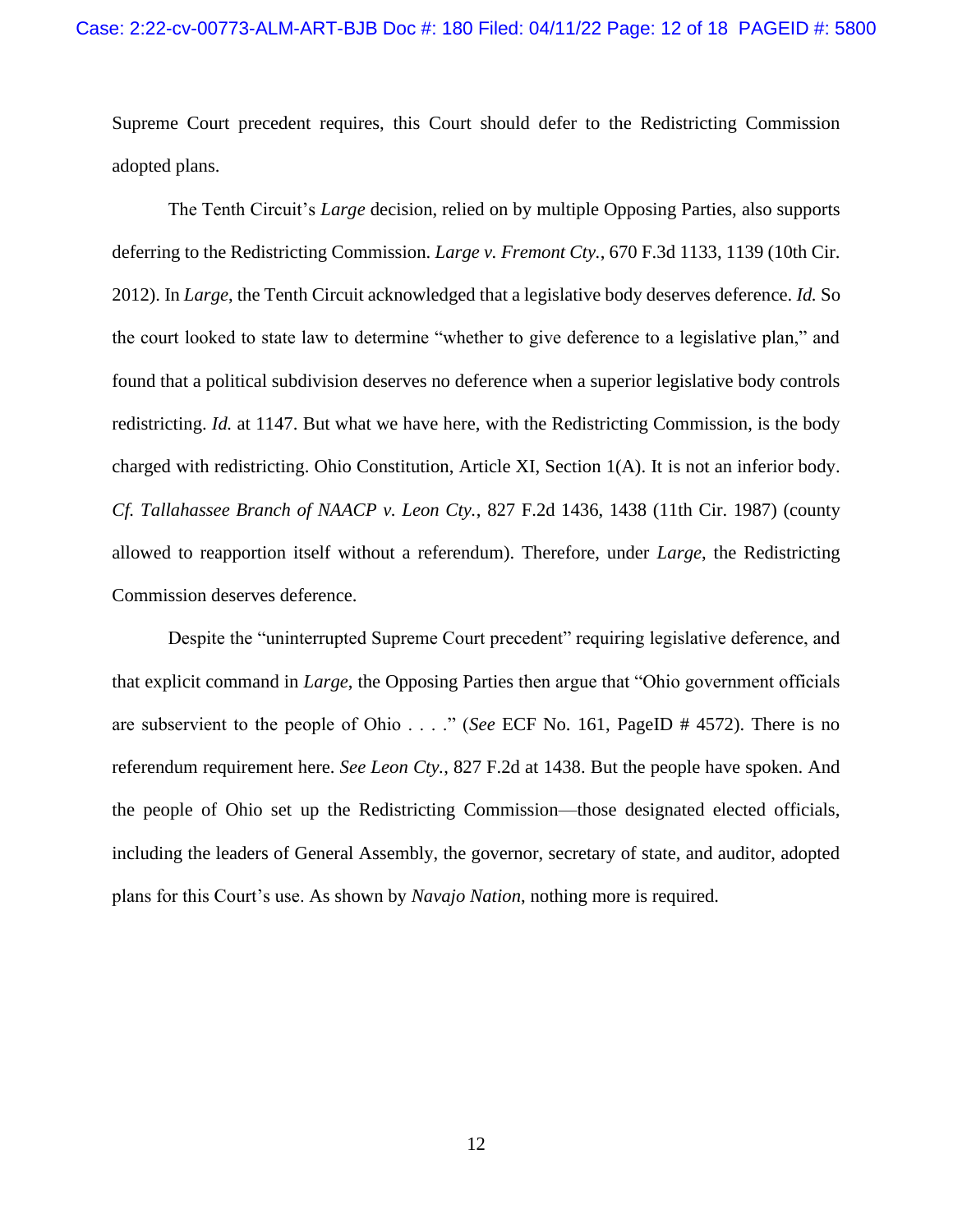Supreme Court precedent requires, this Court should defer to the Redistricting Commission adopted plans.

The Tenth Circuit's *Large* decision, relied on by multiple Opposing Parties, also supports deferring to the Redistricting Commission. *Large v. Fremont Cty.*, 670 F.3d 1133, 1139 (10th Cir. 2012). In *Large*, the Tenth Circuit acknowledged that a legislative body deserves deference. *Id.* So the court looked to state law to determine "whether to give deference to a legislative plan," and found that a political subdivision deserves no deference when a superior legislative body controls redistricting. *Id.* at 1147. But what we have here, with the Redistricting Commission, is the body charged with redistricting. Ohio Constitution, Article XI, Section 1(A). It is not an inferior body. *Cf. Tallahassee Branch of NAACP v. Leon Cty.*, 827 F.2d 1436, 1438 (11th Cir. 1987) (county allowed to reapportion itself without a referendum). Therefore, under *Large*, the Redistricting Commission deserves deference.

Despite the "uninterrupted Supreme Court precedent" requiring legislative deference, and that explicit command in *Large*, the Opposing Parties then argue that "Ohio government officials are subservient to the people of Ohio . . . ." (*See* ECF No. 161, PageID # 4572). There is no referendum requirement here. *See Leon Cty.*, 827 F.2d at 1438. But the people have spoken. And the people of Ohio set up the Redistricting Commission—those designated elected officials, including the leaders of General Assembly, the governor, secretary of state, and auditor, adopted plans for this Court's use. As shown by *Navajo Nation*, nothing more is required.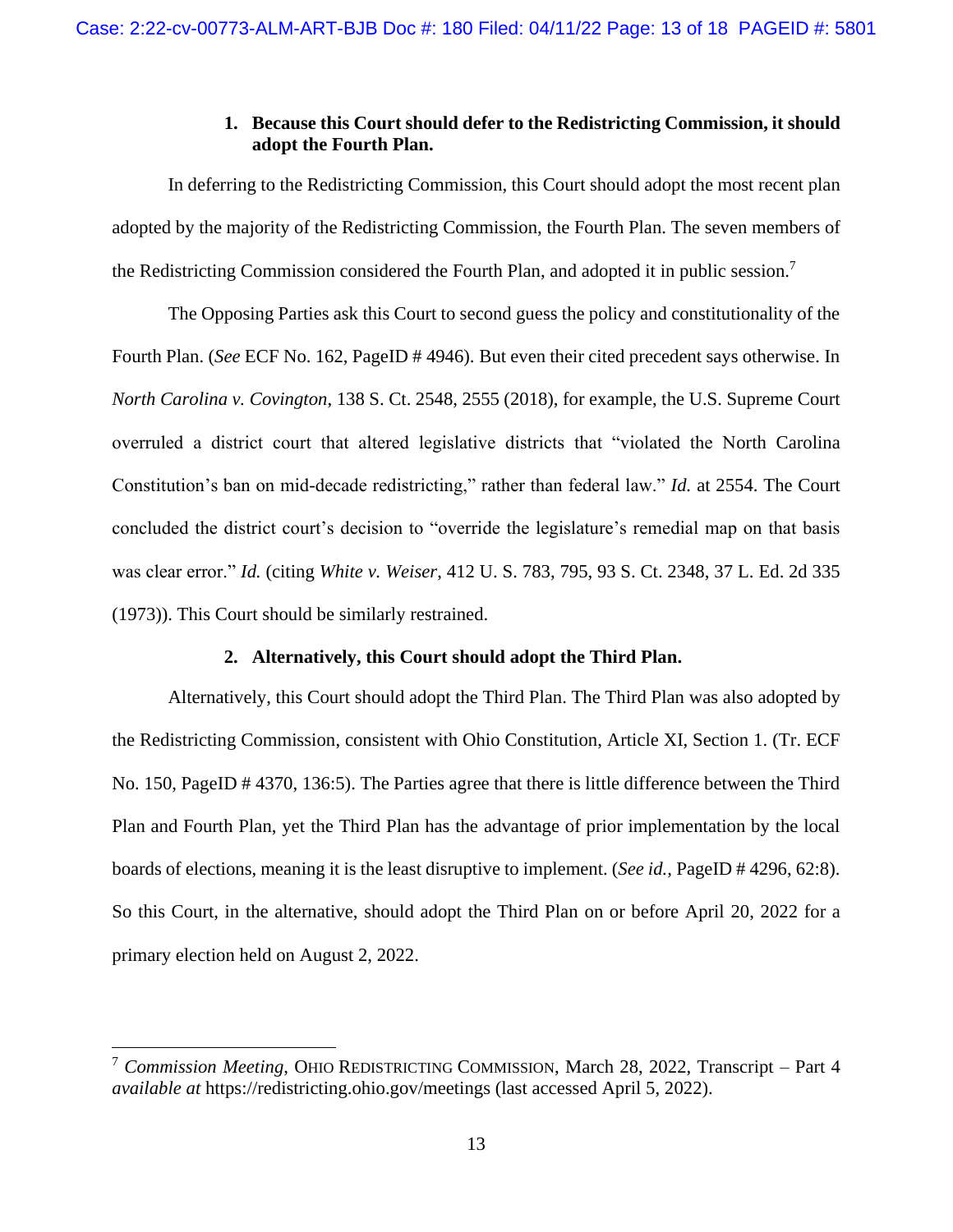### 1. Because this Court should defer to the Redistricting Commission, it should adopt the Fourth Plan.

In deferring to the Redistricting Commission, this Court should adopt the most recent plan adopted by the majority of the Redistricting Commission, the Fourth Plan. The seven members of the Redistricting Commission considered the Fourth Plan, and adopted it in public session.[7]

The Opposing Parties ask this Court to second guess the policy and constitutionality of the Fourth Plan. (*See* ECF No. 162, PageID # 4946). But even their cited precedent says otherwise. In *North Carolina v. Covington*, 138 S. Ct. 2548, 2555 (2018), for example, the U.S. Supreme Court overruled a district court that altered legislative districts that "violated the North Carolina Constitution's ban on mid-decade redistricting," rather than federal law." *Id.* at 2554. The Court concluded the district court's decision to "override the legislature's remedial map on that basis was clear error." *Id.* (citing *White v. Weiser*, 412 U. S. 783, 795, 93 S. Ct. 2348, 37 L. Ed. 2d 335 (1973)). This Court should be similarly restrained.

### 2. Alternatively, this Court should adopt the Third Plan.

Alternatively, this Court should adopt the Third Plan. The Third Plan was also adopted by the Redistricting Commission, consistent with Ohio Constitution, Article XI, Section 1. (Tr. ECF No. 150, PageID # 4370, 136:5). The Parties agree that there is little difference between the Third Plan and Fourth Plan, yet the Third Plan has the advantage of prior implementation by the local boards of elections, meaning it is the least disruptive to implement. (*See id.*, PageID # 4296, 62:8). So this Court, in the alternative, should adopt the Third Plan on or before April 20, 2022 for a primary election held on August 2, 2022.

---

[7] *Commission Meeting*, OHIO REDISTRICTING COMMISSION, March 28, 2022, Transcript – Part 4 *available at* https://redistricting.ohio.gov/meetings (last accessed April 5, 2022).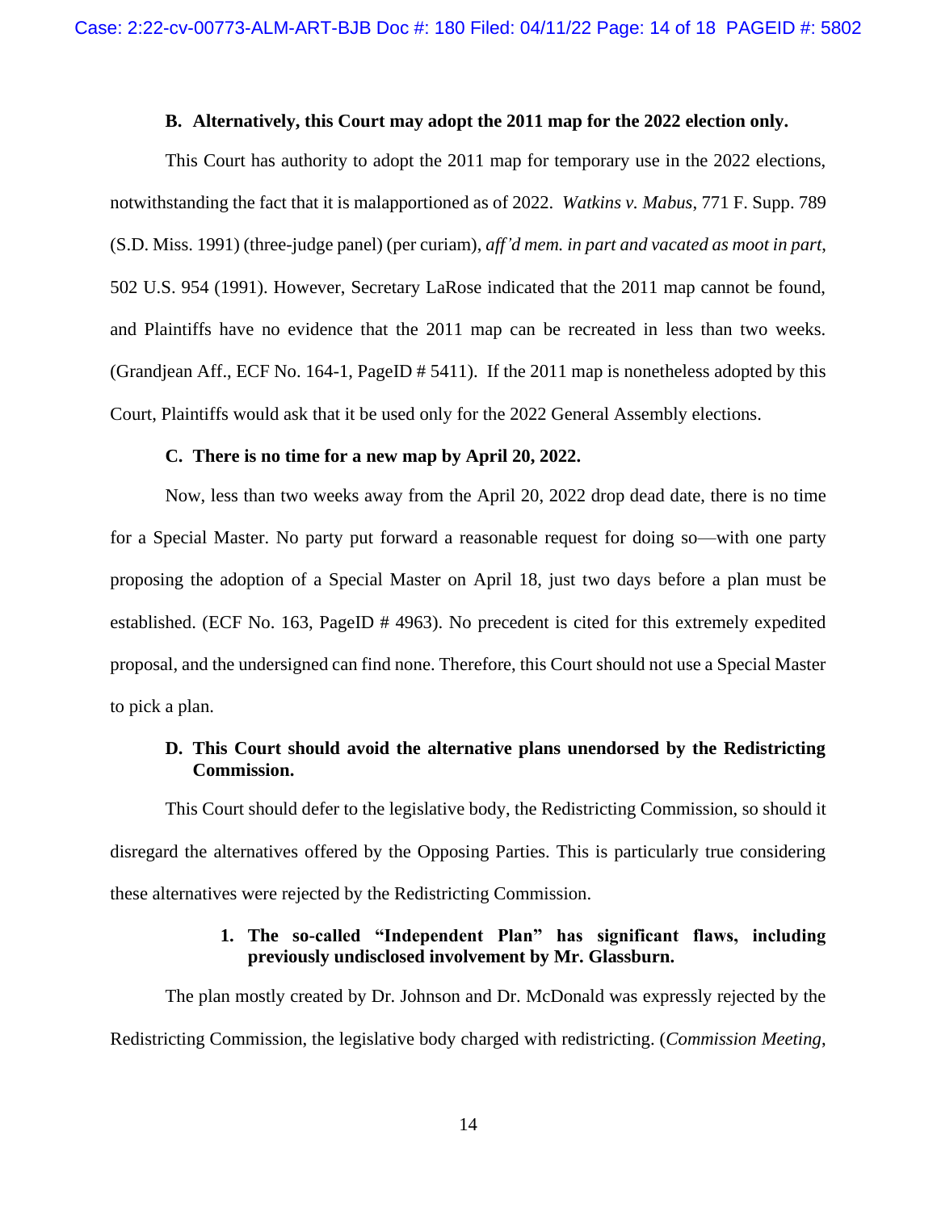### B. Alternatively, this Court may adopt the 2011 map for the 2022 election only.

This Court has authority to adopt the 2011 map for temporary use in the 2022 elections, notwithstanding the fact that it is malapportioned as of 2022. *Watkins v. Mabus*, 771 F. Supp. 789 (S.D. Miss. 1991) (three-judge panel) (per curiam), *aff'd mem. in part and vacated as moot in part*, 502 U.S. 954 (1991). However, Secretary LaRose indicated that the 2011 map cannot be found, and Plaintiffs have no evidence that the 2011 map can be recreated in less than two weeks. (Grandjean Aff., ECF No. 164-1, PageID # 5411). If the 2011 map is nonetheless adopted by this Court, Plaintiffs would ask that it be used only for the 2022 General Assembly elections.

### C. There is no time for a new map by April 20, 2022.

Now, less than two weeks away from the April 20, 2022 drop dead date, there is no time for a Special Master. No party put forward a reasonable request for doing so—with one party proposing the adoption of a Special Master on April 18, just two days before a plan must be established. (ECF No. 163, PageID # 4963). No precedent is cited for this extremely expedited proposal, and the undersigned can find none. Therefore, this Court should not use a Special Master to pick a plan.

### D. This Court should avoid the alternative plans unendorsed by the Redistricting Commission.

This Court should defer to the legislative body, the Redistricting Commission, so should it disregard the alternatives offered by the Opposing Parties. This is particularly true considering these alternatives were rejected by the Redistricting Commission.

#### 1. The so-called "Independent Plan" has significant flaws, including previously undisclosed involvement by Mr. Glassburn.

The plan mostly created by Dr. Johnson and Dr. McDonald was expressly rejected by the Redistricting Commission, the legislative body charged with redistricting. (*Commission Meeting*,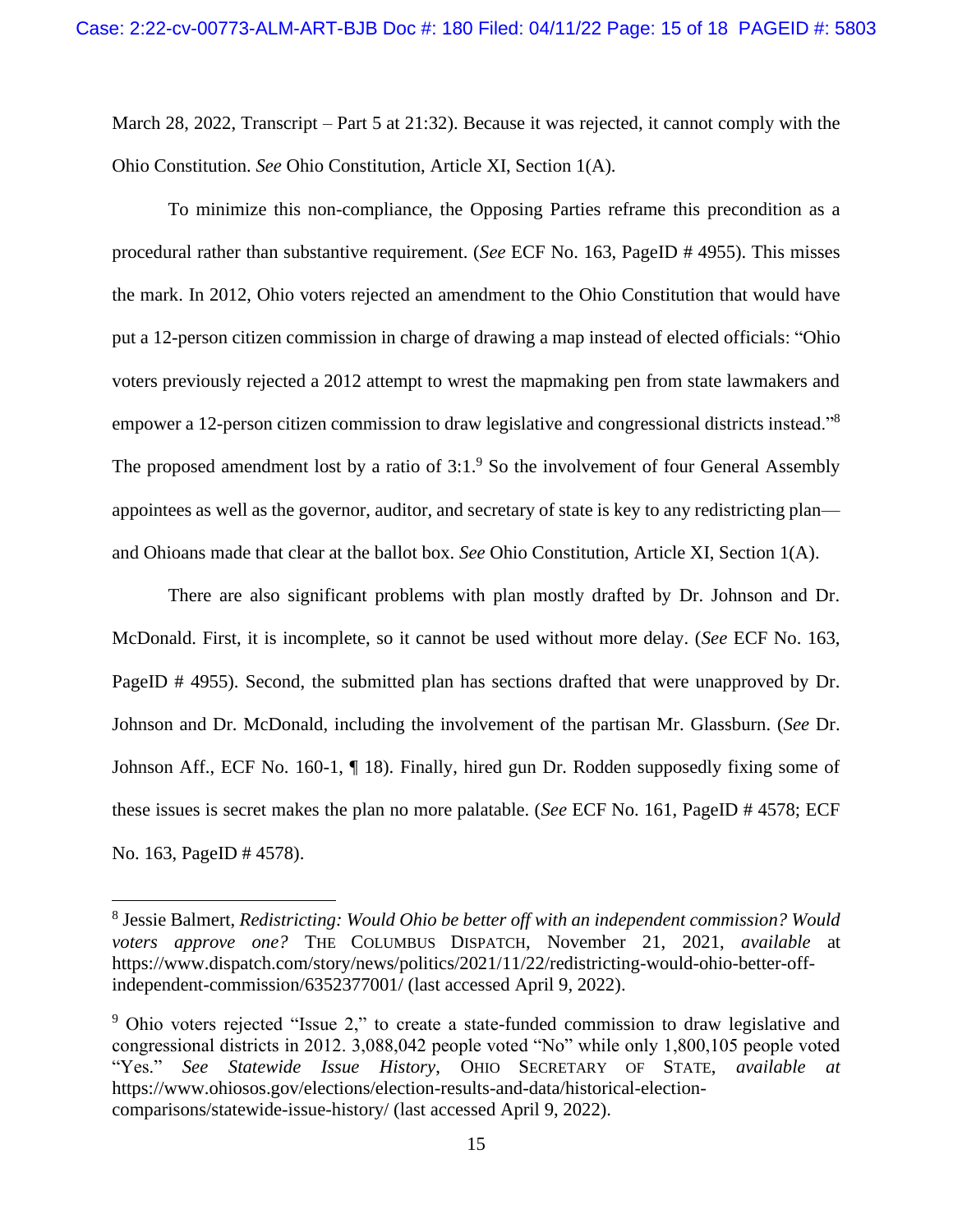March 28, 2022, Transcript – Part 5 at 21:32). Because it was rejected, it cannot comply with the Ohio Constitution. *See* Ohio Constitution, Article XI, Section 1(A).

To minimize this non-compliance, the Opposing Parties reframe this precondition as a procedural rather than substantive requirement. (*See* ECF No. 163, PageID # 4955). This misses the mark. In 2012, Ohio voters rejected an amendment to the Ohio Constitution that would have put a 12-person citizen commission in charge of drawing a map instead of elected officials: "Ohio voters previously rejected a 2012 attempt to wrest the mapmaking pen from state lawmakers and empower a 12-person citizen commission to draw legislative and congressional districts instead."[8] The proposed amendment lost by a ratio of 3:1.[9] So the involvement of four General Assembly appointees as well as the governor, auditor, and secretary of state is key to any redistricting plan—and Ohioans made that clear at the ballot box. *See* Ohio Constitution, Article XI, Section 1(A).

There are also significant problems with plan mostly drafted by Dr. Johnson and Dr. McDonald. First, it is incomplete, so it cannot be used without more delay. (*See* ECF No. 163, PageID # 4955). Second, the submitted plan has sections drafted that were unapproved by Dr. Johnson and Dr. McDonald, including the involvement of the partisan Mr. Glassburn. (*See* Dr. Johnson Aff., ECF No. 160-1, ¶ 18). Finally, hired gun Dr. Rodden supposedly fixing some of these issues is secret makes the plan no more palatable. (*See* ECF No. 161, PageID # 4578; ECF No. 163, PageID # 4578).

---

[8] Jessie Balmert, *Redistricting: Would Ohio be better off with an independent commission? Would voters approve one?* THE COLUMBUS DISPATCH, November 21, 2021, *available* at https://www.dispatch.com/story/news/politics/2021/11/22/redistricting-would-ohio-better-off-independent-commission/6352377001/ (last accessed April 9, 2022).

[9] Ohio voters rejected "Issue 2," to create a state-funded commission to draw legislative and congressional districts in 2012. 3,088,042 people voted "No" while only 1,800,105 people voted "Yes." *See Statewide Issue History*, OHIO SECRETARY OF STATE, *available at* https://www.ohiosos.gov/elections/election-results-and-data/historical-election-comparisons/statewide-issue-history/ (last accessed April 9, 2022).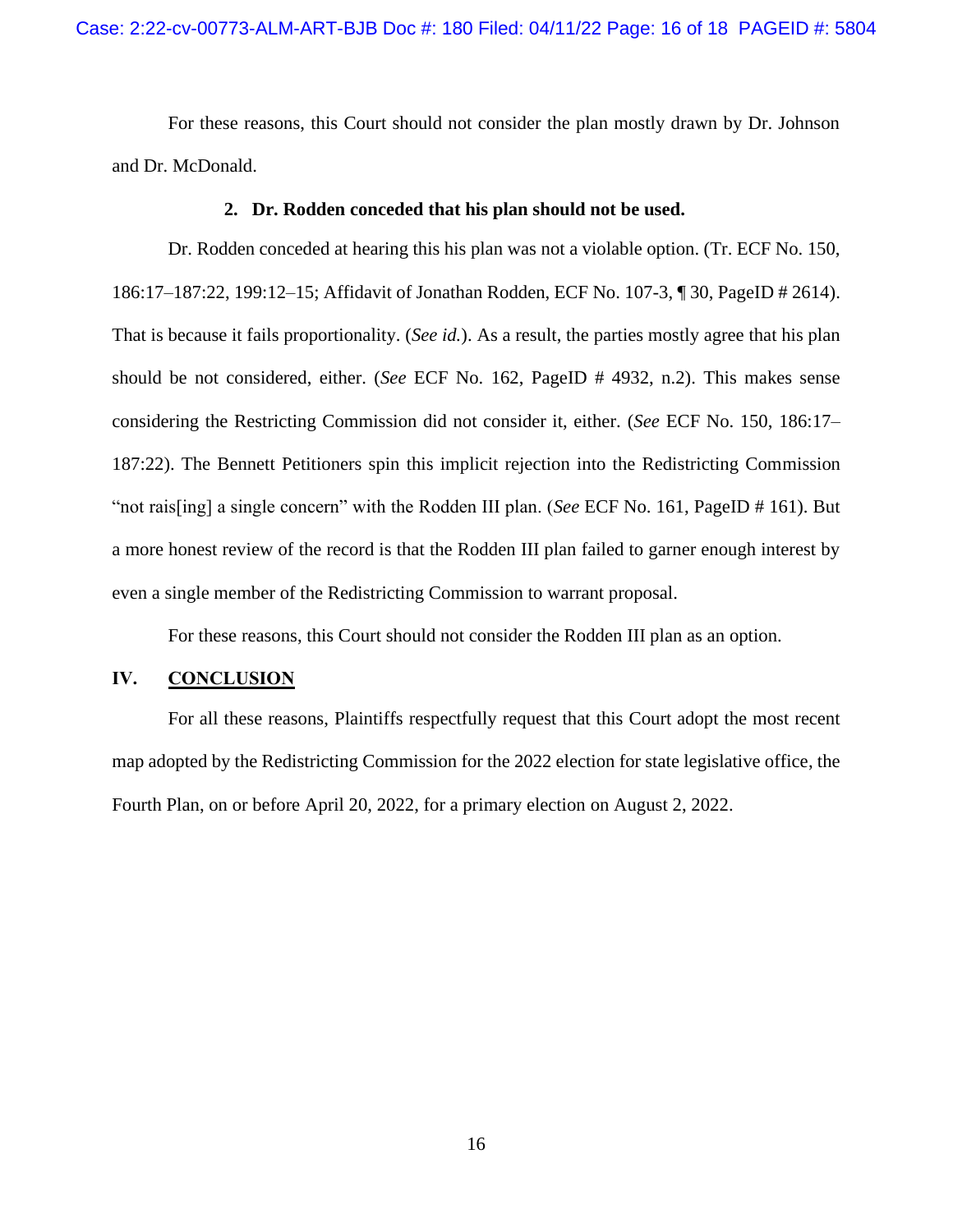For these reasons, this Court should not consider the plan mostly drawn by Dr. Johnson and Dr. McDonald.

### 2. Dr. Rodden conceded that his plan should not be used.

Dr. Rodden conceded at hearing this his plan was not a violable option. (Tr. ECF No. 150, 186:17–187:22, 199:12–15; Affidavit of Jonathan Rodden, ECF No. 107-3, ¶ 30, PageID # 2614). That is because it fails proportionality. (*See id.*). As a result, the parties mostly agree that his plan should be not considered, either. (*See* ECF No. 162, PageID # 4932, n.2). This makes sense considering the Restricting Commission did not consider it, either. (*See* ECF No. 150, 186:17–187:22). The Bennett Petitioners spin this implicit rejection into the Redistricting Commission "not rais[ing] a single concern" with the Rodden III plan. (*See* ECF No. 161, PageID # 161). But a more honest review of the record is that the Rodden III plan failed to garner enough interest by even a single member of the Redistricting Commission to warrant proposal.

For these reasons, this Court should not consider the Rodden III plan as an option.

## IV. CONCLUSION

For all these reasons, Plaintiffs respectfully request that this Court adopt the most recent map adopted by the Redistricting Commission for the 2022 election for state legislative office, the Fourth Plan, on or before April 20, 2022, for a primary election on August 2, 2022.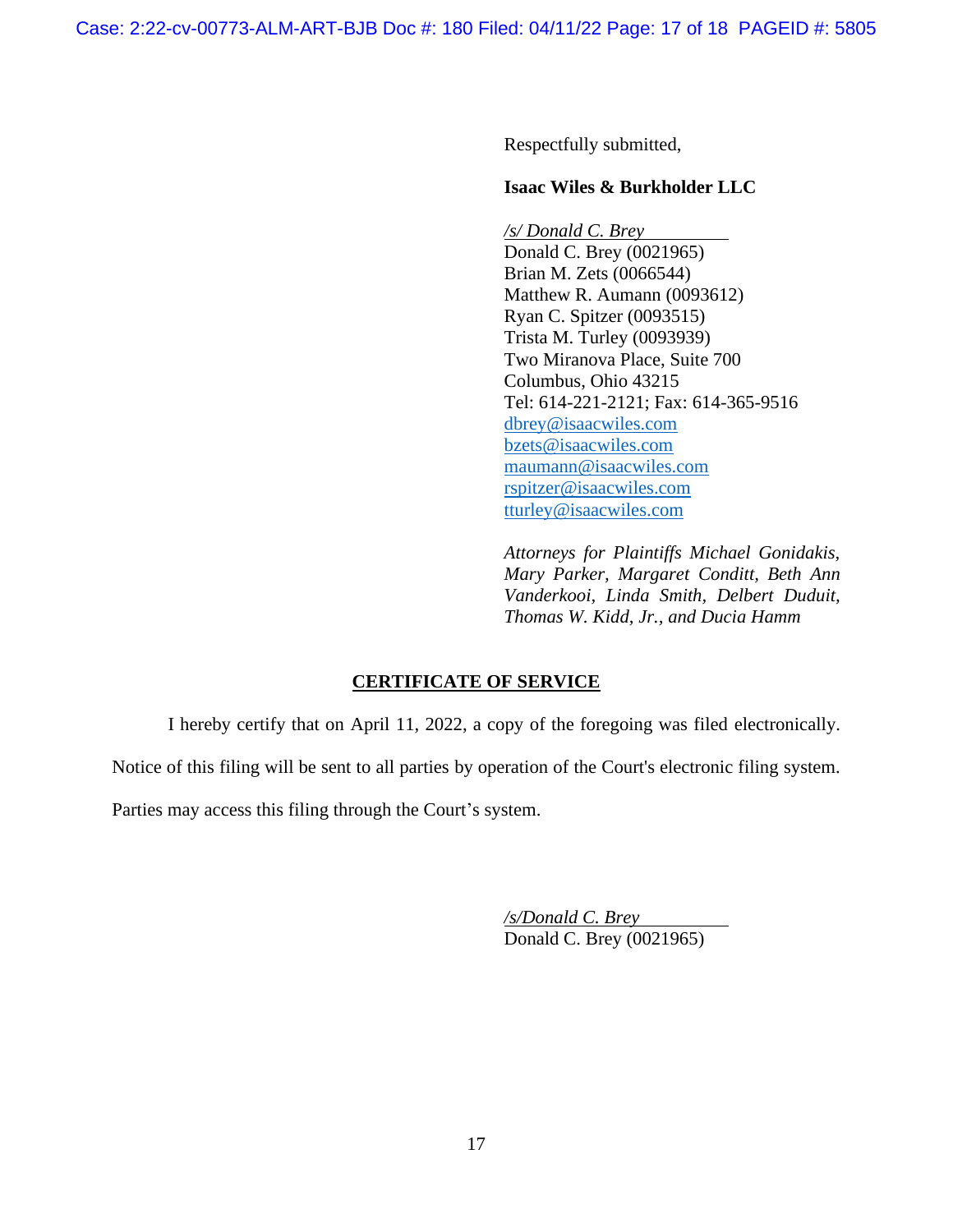Respectfully submitted,

**Isaac Wiles & Burkholder LLC**

*/s/ Donald C. Brey*
Donald C. Brey (0021965)
Brian M. Zets (0066544)
Matthew R. Aumann (0093612)
Ryan C. Spitzer (0093515)
Trista M. Turley (0093939)
Two Miranova Place, Suite 700
Columbus, Ohio 43215
Tel: 614-221-2121; Fax: 614-365-9516
dbrey@isaacwiles.com
bzets@isaacwiles.com
maumann@isaacwiles.com
rspitzer@isaacwiles.com
tturley@isaacwiles.com

*Attorneys for Plaintiffs Michael Gonidakis, Mary Parker, Margaret Conditt, Beth Ann Vanderkooi, Linda Smith, Delbert Duduit, Thomas W. Kidd, Jr., and Ducia Hamm*

## CERTIFICATE OF SERVICE

I hereby certify that on April 11, 2022, a copy of the foregoing was filed electronically. Notice of this filing will be sent to all parties by operation of the Court's electronic filing system. Parties may access this filing through the Court's system.

*/s/Donald C. Brey*
Donald C. Brey (0021965)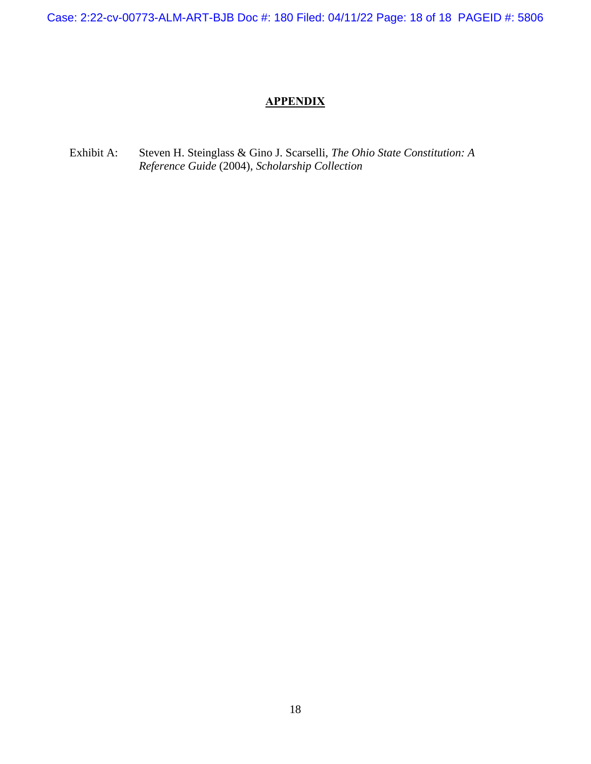# APPENDIX

Exhibit A: Steven H. Steinglass & Gino J. Scarselli, *The Ohio State Constitution: A Reference Guide* (2004), *Scholarship Collection*